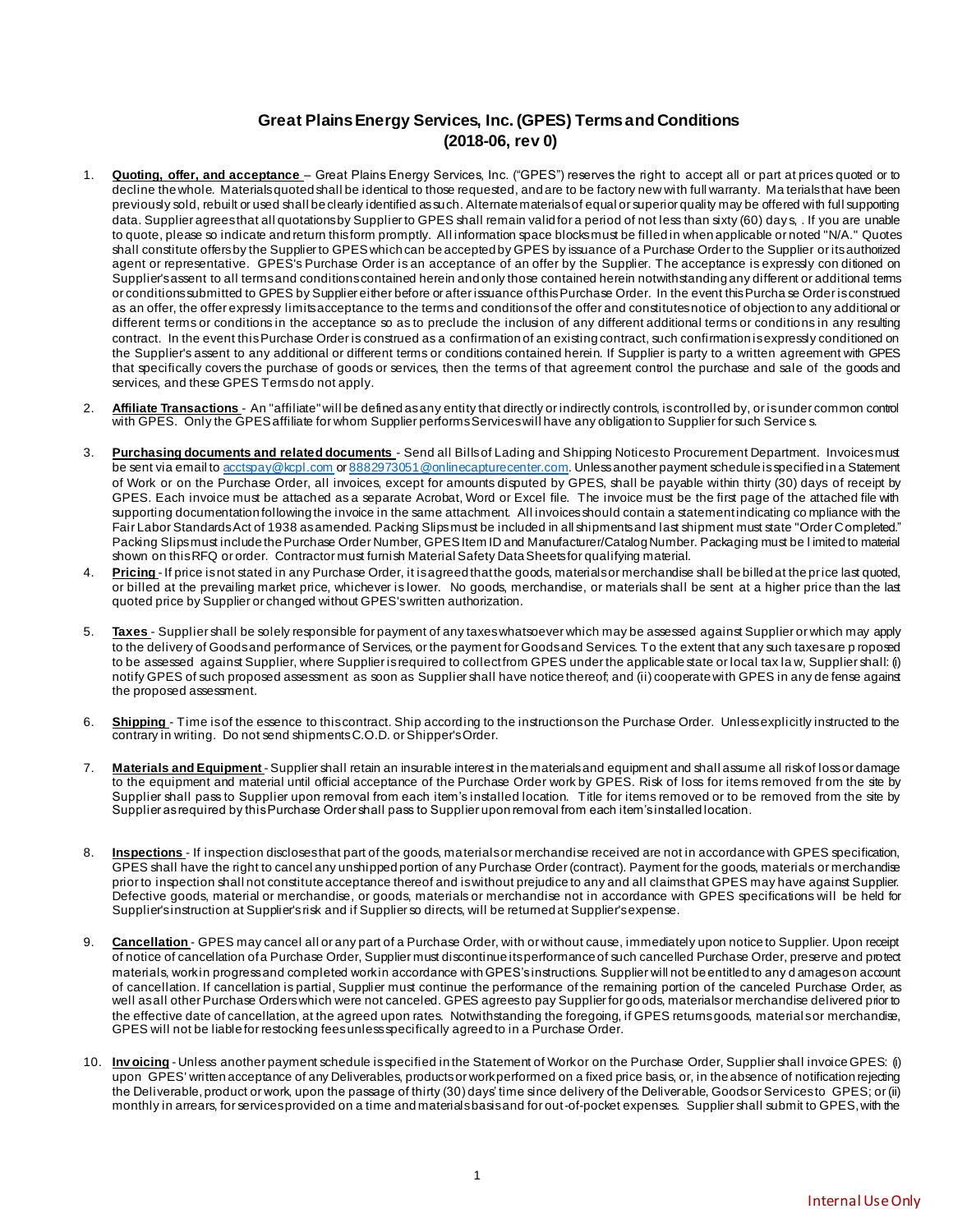# Great Plains Energy Services, Inc. (GPES) Terms and Conditions (2018-06, rev 0)

1. **Quoting, offer, and acceptance** – Great Plains Energy Services, Inc. ("GPES") reserves the right to accept all or part at prices quoted or to decline the whole. Materials quoted shall be identical to those requested, and are to be factory new with full warranty. Materials that have been previously sold, rebuilt or used shall be clearly identified as such. Alternate materials of equal or superior quality may be offered with full supporting data. Supplier agrees that all quotations by Supplier to GPES shall remain valid for a period of not less than sixty (60) days, . If you are unable to quote, please so indicate and return this form promptly. All information space blocks must be filled in when applicable or noted "N/A." Quotes shall constitute offers by the Supplier to GPES which can be accepted by GPES by issuance of a Purchase Order to the Supplier or its authorized agent or representative. GPES's Purchase Order is an acceptance of an offer by the Supplier. The acceptance is expressly conditioned on Supplier's assent to all terms and conditions contained herein and only those contained herein notwithstanding any different or additional terms or conditions submitted to GPES by Supplier either before or after issuance of this Purchase Order. In the event this Purchase Order is construed as an offer, the offer expressly limits acceptance to the terms and conditions of the offer and constitutes notice of objection to any additional or different terms or conditions in the acceptance so as to preclude the inclusion of any different additional terms or conditions in any resulting contract. In the event this Purchase Order is construed as a confirmation of an existing contract, such confirmation is expressly conditioned on the Supplier's assent to any additional or different terms or conditions contained herein. If Supplier is party to a written agreement with GPES that specifically covers the purchase of goods or services, then the terms of that agreement control the purchase and sale of the goods and services, and these GPES Terms do not apply.

2. **Affiliate Transactions** - An "affiliate" will be defined as any entity that directly or indirectly controls, is controlled by, or is under common control with GPES. Only the GPES affiliate for whom Supplier performs Services will have any obligation to Supplier for such Services.

3. **Purchasing documents and related documents** - Send all Bills of Lading and Shipping Notices to Procurement Department. Invoices must be sent via email to acctspay@kcpl.com or 8882973051@onlinecapturecenter.com. Unless another payment schedule is specified in a Statement of Work or on the Purchase Order, all invoices, except for amounts disputed by GPES, shall be payable within thirty (30) days of receipt by GPES. Each invoice must be attached as a separate Acrobat, Word or Excel file. The invoice must be the first page of the attached file with supporting documentation following the invoice in the same attachment. All invoices should contain a statement indicating compliance with the Fair Labor Standards Act of 1938 as amended. Packing Slips must be included in all shipments and last shipment must state "Order Completed." Packing Slips must include the Purchase Order Number, GPES Item ID and Manufacturer/Catalog Number. Packaging must be limited to material shown on this RFQ or order. Contractor must furnish Material Safety Data Sheets for qualifying material.

4. **Pricing** - If price is not stated in any Purchase Order, it is agreed that the goods, materials or merchandise shall be billed at the price last quoted, or billed at the prevailing market price, whichever is lower. No goods, merchandise, or materials shall be sent at a higher price than the last quoted price by Supplier or changed without GPES's written authorization.

5. **Taxes** - Supplier shall be solely responsible for payment of any taxes whatsoever which may be assessed against Supplier or which may apply to the delivery of Goods and performance of Services, or the payment for Goods and Services. To the extent that any such taxes are proposed to be assessed against Supplier, where Supplier is required to collect from GPES under the applicable state or local tax law, Supplier shall: (i) notify GPES of such proposed assessment as soon as Supplier shall have notice thereof; and (ii) cooperate with GPES in any defense against the proposed assessment.

6. **Shipping** - Time is of the essence to this contract. Ship according to the instructions on the Purchase Order. Unless explicitly instructed to the contrary in writing. Do not send shipments C.O.D. or Shipper's Order.

7. **Materials and Equipment** - Supplier shall retain an insurable interest in the materials and equipment and shall assume all risk of loss or damage to the equipment and material until official acceptance of the Purchase Order work by GPES. Risk of loss for items removed from the site by Supplier shall pass to Supplier upon removal from each item's installed location. Title for items removed or to be removed from the site by Supplier as required by this Purchase Order shall pass to Supplier upon removal from each item's installed location.

8. **Inspections** - If inspection discloses that part of the goods, materials or merchandise received are not in accordance with GPES specification, GPES shall have the right to cancel any unshipped portion of any Purchase Order (contract). Payment for the goods, materials or merchandise prior to inspection shall not constitute acceptance thereof and is without prejudice to any and all claims that GPES may have against Supplier. Defective goods, material or merchandise, or goods, materials or merchandise not in accordance with GPES specifications will be held for Supplier's instruction at Supplier's risk and if Supplier so directs, will be returned at Supplier's expense.

9. **Cancellation** - GPES may cancel all or any part of a Purchase Order, with or without cause, immediately upon notice to Supplier. Upon receipt of notice of cancellation of a Purchase Order, Supplier must discontinue its performance of such cancelled Purchase Order, preserve and protect materials, work in progress and completed work in accordance with GPES's instructions. Supplier will not be entitled to any damages on account of cancellation. If cancellation is partial, Supplier must continue the performance of the remaining portion of the canceled Purchase Order, as well as all other Purchase Orders which were not canceled. GPES agrees to pay Supplier for goods, materials or merchandise delivered prior to the effective date of cancellation, at the agreed upon rates. Notwithstanding the foregoing, if GPES returns goods, materials or merchandise, GPES will not be liable for restocking fees unless specifically agreed to in a Purchase Order.

10. **Invoicing** - Unless another payment schedule is specified in the Statement of Work or on the Purchase Order, Supplier shall invoice GPES: (i) upon GPES' written acceptance of any Deliverables, products or work performed on a fixed price basis, or, in the absence of notification rejecting the Deliverable, product or work, upon the passage of thirty (30) days' time since delivery of the Deliverable, Goods or Services to GPES; or (ii) monthly in arrears, for services provided on a time and materials basis and for out-of-pocket expenses. Supplier shall submit to GPES, with the

Internal Use Only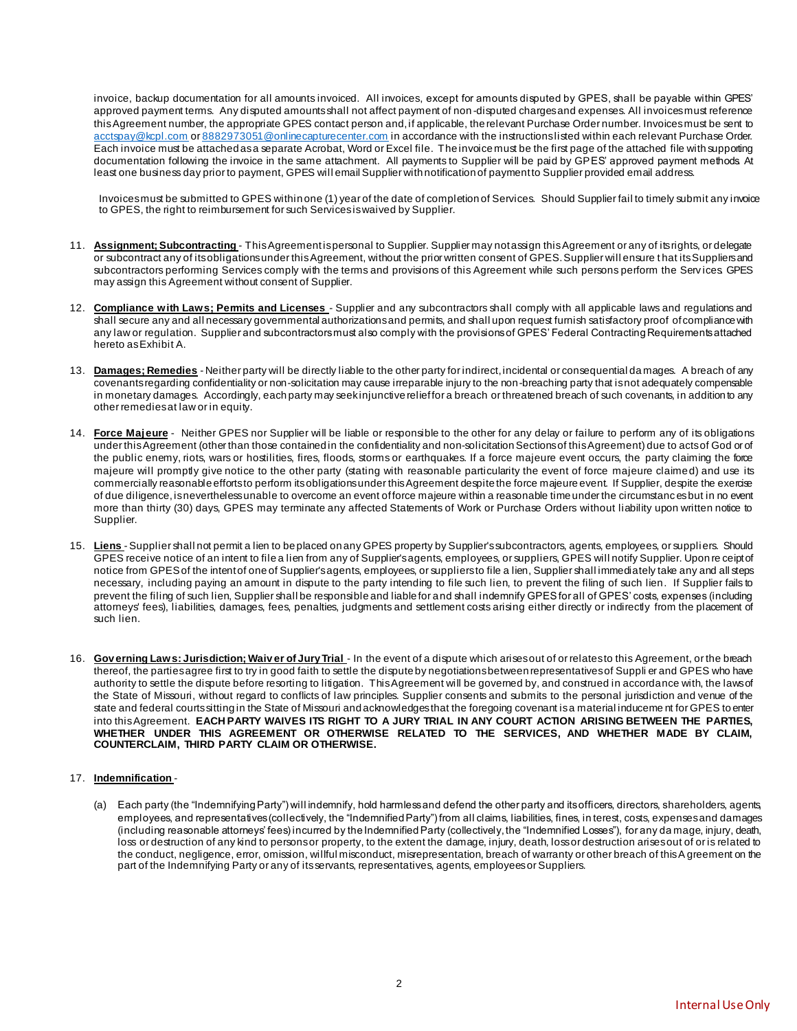invoice, backup documentation for all amounts invoiced. All invoices, except for amounts disputed by GPES, shall be payable within GPES' approved payment terms. Any disputed amounts shall not affect payment of non-disputed charges and expenses. All invoices must reference this Agreement number, the appropriate GPES contact person and, if applicable, the relevant Purchase Order number. Invoices must be sent to acctspay@kcpl.com or 8882973051@onlinecapturecenter.com in accordance with the instructions listed within each relevant Purchase Order. Each invoice must be attached as a separate Acrobat, Word or Excel file. The invoice must be the first page of the attached file with supporting documentation following the invoice in the same attachment. All payments to Supplier will be paid by GPES' approved payment methods. At least one business day prior to payment, GPES will email Supplier with notification of payment to Supplier provided email address.

Invoices must be submitted to GPES within one (1) year of the date of completion of Services. Should Supplier fail to timely submit any invoice to GPES, the right to reimbursement for such Services is waived by Supplier.

11. **Assignment; Subcontracting** - This Agreement is personal to Supplier. Supplier may not assign this Agreement or any of its rights, or delegate or subcontract any of its obligations under this Agreement, without the prior written consent of GPES. Supplier will ensure that its Suppliers and subcontractors performing Services comply with the terms and provisions of this Agreement while such persons perform the Services. GPES may assign this Agreement without consent of Supplier.

12. **Compliance with Laws; Permits and Licenses** - Supplier and any subcontractors shall comply with all applicable laws and regulations and shall secure any and all necessary governmental authorizations and permits, and shall upon request furnish satisfactory proof of compliance with any law or regulation. Supplier and subcontractors must also comply with the provisions of GPES' Federal Contracting Requirements attached hereto as Exhibit A.

13. **Damages; Remedies** - Neither party will be directly liable to the other party for indirect, incidental or consequential damages. A breach of any covenants regarding confidentiality or non-solicitation may cause irreparable injury to the non-breaching party that is not adequately compensable in monetary damages. Accordingly, each party may seek injunctive relief for a breach or threatened breach of such covenants, in addition to any other remedies at law or in equity.

14. **Force Majeure** - Neither GPES nor Supplier will be liable or responsible to the other for any delay or failure to perform any of its obligations under this Agreement (other than those contained in the confidentiality and non-solicitation Sections of this Agreement) due to acts of God or of the public enemy, riots, wars or hostilities, fires, floods, storms or earthquakes. If a force majeure event occurs, the party claiming the force majeure will promptly give notice to the other party (stating with reasonable particularity the event of force majeure claimed) and use its commercially reasonable efforts to perform its obligations under this Agreement despite the force majeure event. If Supplier, despite the exercise of due diligence, is nevertheless unable to overcome an event of force majeure within a reasonable time under the circumstances but in no event more than thirty (30) days, GPES may terminate any affected Statements of Work or Purchase Orders without liability upon written notice to Supplier.

15. **Liens** - Supplier shall not permit a lien to be placed on any GPES property by Supplier's subcontractors, agents, employees, or suppliers. Should GPES receive notice of an intent to file a lien from any of Supplier's agents, employees, or suppliers, GPES will notify Supplier. Upon receipt of notice from GPES of the intent of one of Supplier's agents, employees, or suppliers to file a lien, Supplier shall immediately take any and all steps necessary, including paying an amount in dispute to the party intending to file such lien, to prevent the filing of such lien. If Supplier fails to prevent the filing of such lien, Supplier shall be responsible and liable for and shall indemnify GPES for all of GPES' costs, expenses (including attorneys' fees), liabilities, damages, fees, penalties, judgments and settlement costs arising either directly or indirectly from the placement of such lien.

16. **Governing Laws: Jurisdiction; Waiver of Jury Trial** - In the event of a dispute which arises out of or relates to this Agreement, or the breach thereof, the parties agree first to try in good faith to settle the dispute by negotiations between representatives of Supplier and GPES who have authority to settle the dispute before resorting to litigation. This Agreement will be governed by, and construed in accordance with, the laws of the State of Missouri, without regard to conflicts of law principles. Supplier consents and submits to the personal jurisdiction and venue of the state and federal courts sitting in the State of Missouri and acknowledges that the foregoing covenant is a material inducement for GPES to enter into this Agreement. **EACH PARTY WAIVES ITS RIGHT TO A JURY TRIAL IN ANY COURT ACTION ARISING BETWEEN THE PARTIES, WHETHER UNDER THIS AGREEMENT OR OTHERWISE RELATED TO THE SERVICES, AND WHETHER MADE BY CLAIM, COUNTERCLAIM, THIRD PARTY CLAIM OR OTHERWISE.**

17. **Indemnification** -

    (a) Each party (the "Indemnifying Party") will indemnify, hold harmless and defend the other party and its officers, directors, shareholders, agents, employees, and representatives (collectively, the "Indemnified Party") from all claims, liabilities, fines, interest, costs, expenses and damages (including reasonable attorneys' fees) incurred by the Indemnified Party (collectively, the "Indemnified Losses"), for any damage, injury, death, loss or destruction of any kind to persons or property, to the extent the damage, injury, death, loss or destruction arises out of or is related to the conduct, negligence, error, omission, willful misconduct, misrepresentation, breach of warranty or other breach of this Agreement on the part of the Indemnifying Party or any of its servants, representatives, agents, employees or Suppliers.

Internal Use Only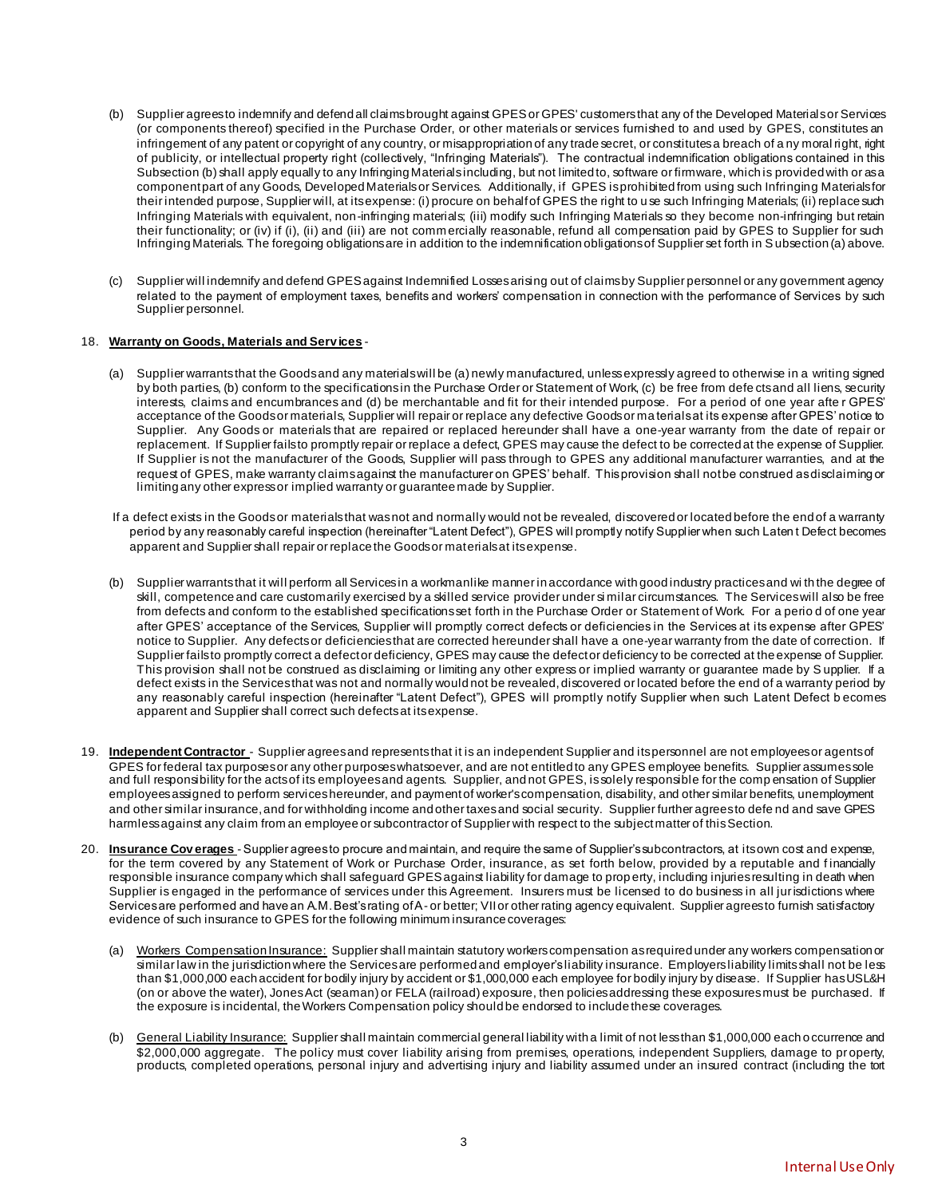(b) Supplier agrees to indemnify and defend all claims brought against GPES or GPES' customers that any of the Developed Materials or Services (or components thereof) specified in the Purchase Order, or other materials or services furnished to and used by GPES, constitutes an infringement of any patent or copyright of any country, or misappropriation of any trade secret, or constitutes a breach of any moral right, right of publicity, or intellectual property right (collectively, "Infringing Materials"). The contractual indemnification obligations contained in this Subsection (b) shall apply equally to any Infringing Materials including, but not limited to, software or firmware, which is provided with or as a component part of any Goods, Developed Materials or Services. Additionally, if GPES is prohibited from using such Infringing Materials for their intended purpose, Supplier will, at its expense: (i) procure on behalf of GPES the right to use such Infringing Materials; (ii) replace such Infringing Materials with equivalent, non-infringing materials; (iii) modify such Infringing Materials so they become non-infringing but retain their functionality; or (iv) if (i), (ii) and (iii) are not commercially reasonable, refund all compensation paid by GPES to Supplier for such Infringing Materials. The foregoing obligations are in addition to the indemnification obligations of Supplier set forth in Subsection (a) above.

(c) Supplier will indemnify and defend GPES against Indemnified Losses arising out of claims by Supplier personnel or any government agency related to the payment of employment taxes, benefits and workers' compensation in connection with the performance of Services by such Supplier personnel.

18. **Warranty on Goods, Materials and Services** -

(a) Supplier warrants that the Goods and any materials will be (a) newly manufactured, unless expressly agreed to otherwise in a writing signed by both parties, (b) conform to the specifications in the Purchase Order or Statement of Work, (c) be free from defects and all liens, security interests, claims and encumbrances and (d) be merchantable and fit for their intended purpose. For a period of one year after GPES' acceptance of the Goods or materials, Supplier will repair or replace any defective Goods or materials at its expense after GPES' notice to Supplier. Any Goods or materials that are repaired or replaced hereunder shall have a one-year warranty from the date of repair or replacement. If Supplier fails to promptly repair or replace a defect, GPES may cause the defect to be corrected at the expense of Supplier. If Supplier is not the manufacturer of the Goods, Supplier will pass through to GPES any additional manufacturer warranties, and at the request of GPES, make warranty claims against the manufacturer on GPES' behalf. This provision shall not be construed as disclaiming or limiting any other express or implied warranty or guarantee made by Supplier.

If a defect exists in the Goods or materials that was not and normally would not be revealed, discovered or located before the end of a warranty period by any reasonably careful inspection (hereinafter "Latent Defect"), GPES will promptly notify Supplier when such Latent Defect becomes apparent and Supplier shall repair or replace the Goods or materials at its expense.

(b) Supplier warrants that it will perform all Services in a workmanlike manner in accordance with good industry practices and with the degree of skill, competence and care customarily exercised by a skilled service provider under similar circumstances. The Services will also be free from defects and conform to the established specifications set forth in the Purchase Order or Statement of Work. For a period of one year after GPES' acceptance of the Services, Supplier will promptly correct defects or deficiencies in the Services at its expense after GPES' notice to Supplier. Any defects or deficiencies that are corrected hereunder shall have a one-year warranty from the date of correction. If Supplier fails to promptly correct a defect or deficiency, GPES may cause the defect or deficiency to be corrected at the expense of Supplier. This provision shall not be construed as disclaiming or limiting any other express or implied warranty or guarantee made by Supplier. If a defect exists in the Services that was not and normally would not be revealed, discovered or located before the end of a warranty period by any reasonably careful inspection (hereinafter "Latent Defect"), GPES will promptly notify Supplier when such Latent Defect becomes apparent and Supplier shall correct such defects at its expense.

19. **Independent Contractor** - Supplier agrees and represents that it is an independent Supplier and its personnel are not employees or agents of GPES for federal tax purposes or any other purposes whatsoever, and are not entitled to any GPES employee benefits. Supplier assumes sole and full responsibility for the acts of its employees and agents. Supplier, and not GPES, is solely responsible for the compensation of Supplier employees assigned to perform services hereunder, and payment of worker's compensation, disability, and other similar benefits, unemployment and other similar insurance, and for withholding income and other taxes and social security. Supplier further agrees to defend and save GPES harmless against any claim from an employee or subcontractor of Supplier with respect to the subject matter of this Section.

20. **Insurance Coverages** - Supplier agrees to procure and maintain, and require the same of Supplier's subcontractors, at its own cost and expense, for the term covered by any Statement of Work or Purchase Order, insurance, as set forth below, provided by a reputable and financially responsible insurance company which shall safeguard GPES against liability for damage to property, including injuries resulting in death when Supplier is engaged in the performance of services under this Agreement. Insurers must be licensed to do business in all jurisdictions where Services are performed and have an A.M. Best's rating of A- or better; VII or other rating agency equivalent. Supplier agrees to furnish satisfactory evidence of such insurance to GPES for the following minimum insurance coverages:

(a) Workers Compensation Insurance: Supplier shall maintain statutory workers compensation as required under any workers compensation or similar law in the jurisdiction where the Services are performed and employer's liability insurance. Employers liability limits shall not be less than $1,000,000 each accident for bodily injury by accident or $1,000,000 each employee for bodily injury by disease. If Supplier has USL&H (on or above the water), Jones Act (seaman) or FELA (railroad) exposure, then policies addressing these exposures must be purchased. If the exposure is incidental, the Workers Compensation policy should be endorsed to include these coverages.

(b) General Liability Insurance: Supplier shall maintain commercial general liability with a limit of not less than $1,000,000 each occurrence and $2,000,000 aggregate. The policy must cover liability arising from premises, operations, independent Suppliers, damage to property, products, completed operations, personal injury and advertising injury and liability assumed under an insured contract (including the tort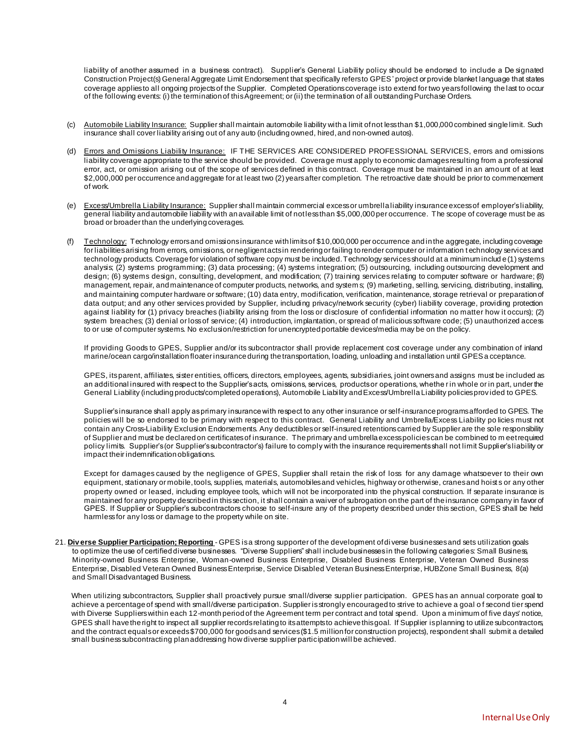liability of another assumed in a business contract). Supplier's General Liability policy should be endorsed to include a Designated Construction Project(s) General Aggregate Limit Endorsement that specifically refers to GPES' project or provide blanket language that states coverage applies to all ongoing projects of the Supplier. Completed Operations coverage is to extend for two years following the last to occur of the following events: (i) the termination of this Agreement; or (ii) the termination of all outstanding Purchase Orders.

(c) Automobile Liability Insurance: Supplier shall maintain automobile liability with a limit of not less than $1,000,000 combined single limit. Such insurance shall cover liability arising out of any auto (including owned, hired, and non-owned autos).

(d) Errors and Omissions Liability Insurance: IF THE SERVICES ARE CONSIDERED PROFESSIONAL SERVICES, errors and omissions liability coverage appropriate to the service should be provided. Coverage must apply to economic damages resulting from a professional error, act, or omission arising out of the scope of services defined in this contract. Coverage must be maintained in an amount of at least $2,000,000 per occurrence and aggregate for at least two (2) years after completion. The retroactive date should be prior to commencement of work.

(e) Excess/Umbrella Liability Insurance: Supplier shall maintain commercial excess or umbrella liability insurance excess of employer's liability, general liability and automobile liability with an available limit of not less than $5,000,000 per occurrence. The scope of coverage must be as broad or broader than the underlying coverages.

(f) Technology: Technology errors and omissions insurance with limits of $10,000,000 per occurrence and in the aggregate, including coverage for liabilities arising from errors, omissions, or negligent acts in rendering or failing to render computer or information technology services and technology products. Coverage for violation of software copy must be included. Technology services should at a minimum include (1) systems analysis; (2) systems programming; (3) data processing; (4) systems integration; (5) outsourcing, including outsourcing development and design; (6) systems design, consulting, development, and modification; (7) training services relating to computer software or hardware; (8) management, repair, and maintenance of computer products, networks, and systems; (9) marketing, selling, servicing, distributing, installing, and maintaining computer hardware or software; (10) data entry, modification, verification, maintenance, storage retrieval or preparation of data output; and any other services provided by Supplier, including privacy/network security (cyber) liability coverage, providing protection against liability for (1) privacy breaches (liability arising from the loss or disclosure of confidential information no matter how it occurs); (2) system breaches; (3) denial or loss of service; (4) introduction, implantation, or spread of malicious software code; (5) unauthorized access to or use of computer systems. No exclusion/restriction for unencrypted portable devices/media may be on the policy.

If providing Goods to GPES, Supplier and/or its subcontractor shall provide replacement cost coverage under any combination of inland marine/ocean cargo/installation floater insurance during the transportation, loading, unloading and installation until GPES acceptance.

GPES, its parent, affiliates, sister entities, officers, directors, employees, agents, subsidiaries, joint owners and assigns must be included as an additional insured with respect to the Supplier's acts, omissions, services, products or operations, whether in whole or in part, under the General Liability (including products/completed operations), Automobile Liability and Excess/Umbrella Liability policies provided to GPES.

Supplier's insurance shall apply as primary insurance with respect to any other insurance or self-insurance programs afforded to GPES. The policies will be so endorsed to be primary with respect to this contract. General Liability and Umbrella/Excess Liability policies must not contain any Cross-Liability Exclusion Endorsements. Any deductibles or self-insured retentions carried by Supplier are the sole responsibility of Supplier and must be declared on certificates of insurance. The primary and umbrella excess policies can be combined to meet required policy limits. Supplier's (or Supplier's subcontractor's) failure to comply with the insurance requirements shall not limit Supplier's liability or impact their indemnification obligations.

Except for damages caused by the negligence of GPES, Supplier shall retain the risk of loss for any damage whatsoever to their own equipment, stationary or mobile, tools, supplies, materials, automobiles and vehicles, highway or otherwise, cranes and hoists or any other property owned or leased, including employee tools, which will not be incorporated into the physical construction. If separate insurance is maintained for any property described in this section, it shall contain a waiver of subrogation on the part of the insurance company in favor of GPES. If Supplier or Supplier's subcontractors choose to self-insure any of the property described under this section, GPES shall be held harmless for any loss or damage to the property while on site.

21. **Diverse Supplier Participation; Reporting** - GPES is a strong supporter of the development of diverse businesses and sets utilization goals to optimize the use of certified diverse businesses. "Diverse Suppliers" shall include businesses in the following categories: Small Business, Minority-owned Business Enterprise, Woman-owned Business Enterprise, Disabled Business Enterprise, Veteran Owned Business Enterprise, Disabled Veteran Owned Business Enterprise, Service Disabled Veteran Business Enterprise, HUBZone Small Business, 8(a) and Small Disadvantaged Business.

When utilizing subcontractors, Supplier shall proactively pursue small/diverse supplier participation. GPES has an annual corporate goal to achieve a percentage of spend with small/diverse participation. Supplier is strongly encouraged to strive to achieve a goal of second tier spend with Diverse Suppliers within each 12-month period of the Agreement term per contract and total spend. Upon a minimum of five days' notice, GPES shall have the right to inspect all supplier records relating to its attempts to achieve this goal. If Supplier is planning to utilize subcontractors, and the contract equals or exceeds $700,000 for goods and services ($1.5 million for construction projects), respondent shall submit a detailed small business subcontracting plan addressing how diverse supplier participation will be achieved.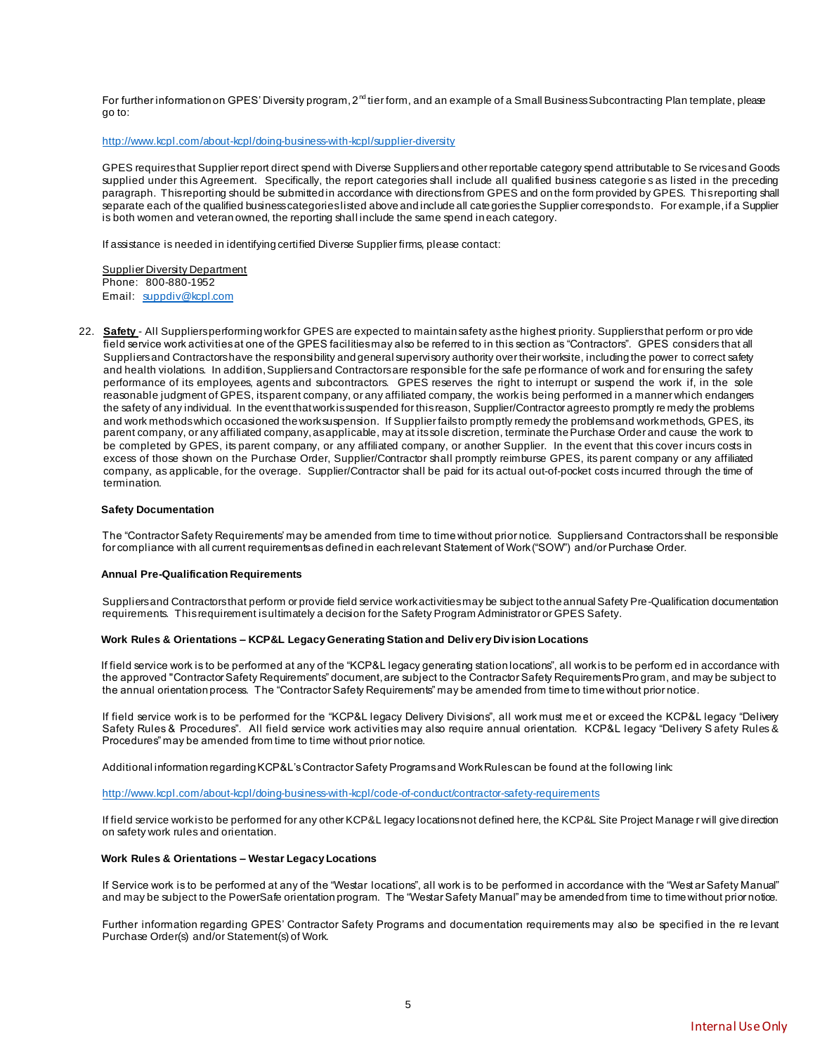For further information on GPES' Diversity program, 2nd tier form, and an example of a Small Business Subcontracting Plan template, please go to:

http://www.kcpl.com/about-kcpl/doing-business-with-kcpl/supplier-diversity

GPES requires that Supplier report direct spend with Diverse Suppliers and other reportable category spend attributable to Services and Goods supplied under this Agreement. Specifically, the report categories shall include all qualified business categories as listed in the preceding paragraph. This reporting should be submitted in accordance with directions from GPES and on the form provided by GPES. This reporting shall separate each of the qualified business categories listed above and include all categories the Supplier corresponds to. For example, if a Supplier is both women and veteran owned, the reporting shall include the same spend in each category.

If assistance is needed in identifying certified Diverse Supplier firms, please contact:

Supplier Diversity Department
Phone: 800-880-1952
Email: suppdiv@kcpl.com

22. **Safety** - All Suppliers performing work for GPES are expected to maintain safety as the highest priority. Suppliers that perform or provide field service work activities at one of the GPES facilities may also be referred to in this section as "Contractors". GPES considers that all Suppliers and Contractors have the responsibility and general supervisory authority over their worksite, including the power to correct safety and health violations. In addition, Suppliers and Contractors are responsible for the safe performance of work and for ensuring the safety performance of its employees, agents and subcontractors. GPES reserves the right to interrupt or suspend the work if, in the sole reasonable judgment of GPES, its parent company, or any affiliated company, the work is being performed in a manner which endangers the safety of any individual. In the event that work is suspended for this reason, Supplier/Contractor agrees to promptly remedy the problems and work methods which occasioned the work suspension. If Supplier fails to promptly remedy the problems and work methods, GPES, its parent company, or any affiliated company, as applicable, may at its sole discretion, terminate the Purchase Order and cause the work to be completed by GPES, its parent company, or any affiliated company, or another Supplier. In the event that this cover incurs costs in excess of those shown on the Purchase Order, Supplier/Contractor shall promptly reimburse GPES, its parent company or any affiliated company, as applicable, for the overage. Supplier/Contractor shall be paid for its actual out-of-pocket costs incurred through the time of termination.

**Safety Documentation**

The "Contractor Safety Requirements' may be amended from time to time without prior notice. Suppliers and Contractors shall be responsible for compliance with all current requirements as defined in each relevant Statement of Work ("SOW") and/or Purchase Order.

**Annual Pre-Qualification Requirements**

Suppliers and Contractors that perform or provide field service work activities may be subject to the annual Safety Pre-Qualification documentation requirements. This requirement is ultimately a decision for the Safety Program Administrator or GPES Safety.

**Work Rules & Orientations – KCP&L Legacy Generating Station and Delivery Division Locations**

If field service work is to be performed at any of the "KCP&L legacy generating station locations", all work is to be performed in accordance with the approved "Contractor Safety Requirements" document, are subject to the Contractor Safety Requirements Program, and may be subject to the annual orientation process. The "Contractor Safety Requirements" may be amended from time to time without prior notice.

If field service work is to be performed for the "KCP&L legacy Delivery Divisions", all work must meet or exceed the KCP&L legacy "Delivery Safety Rules & Procedures". All field service work activities may also require annual orientation. KCP&L legacy "Delivery Safety Rules & Procedures" may be amended from time to time without prior notice.

Additional information regarding KCP&L's Contractor Safety Programs and Work Rules can be found at the following link:

http://www.kcpl.com/about-kcpl/doing-business-with-kcpl/code-of-conduct/contractor-safety-requirements

If field service work is to be performed for any other KCP&L legacy locations not defined here, the KCP&L Site Project Manager will give direction on safety work rules and orientation.

**Work Rules & Orientations – Westar Legacy Locations**

If Service work is to be performed at any of the "Westar locations", all work is to be performed in accordance with the "Westar Safety Manual" and may be subject to the PowerSafe orientation program. The "Westar Safety Manual" may be amended from time to time without prior notice.

Further information regarding GPES' Contractor Safety Programs and documentation requirements may also be specified in the relevant Purchase Order(s) and/or Statement(s) of Work.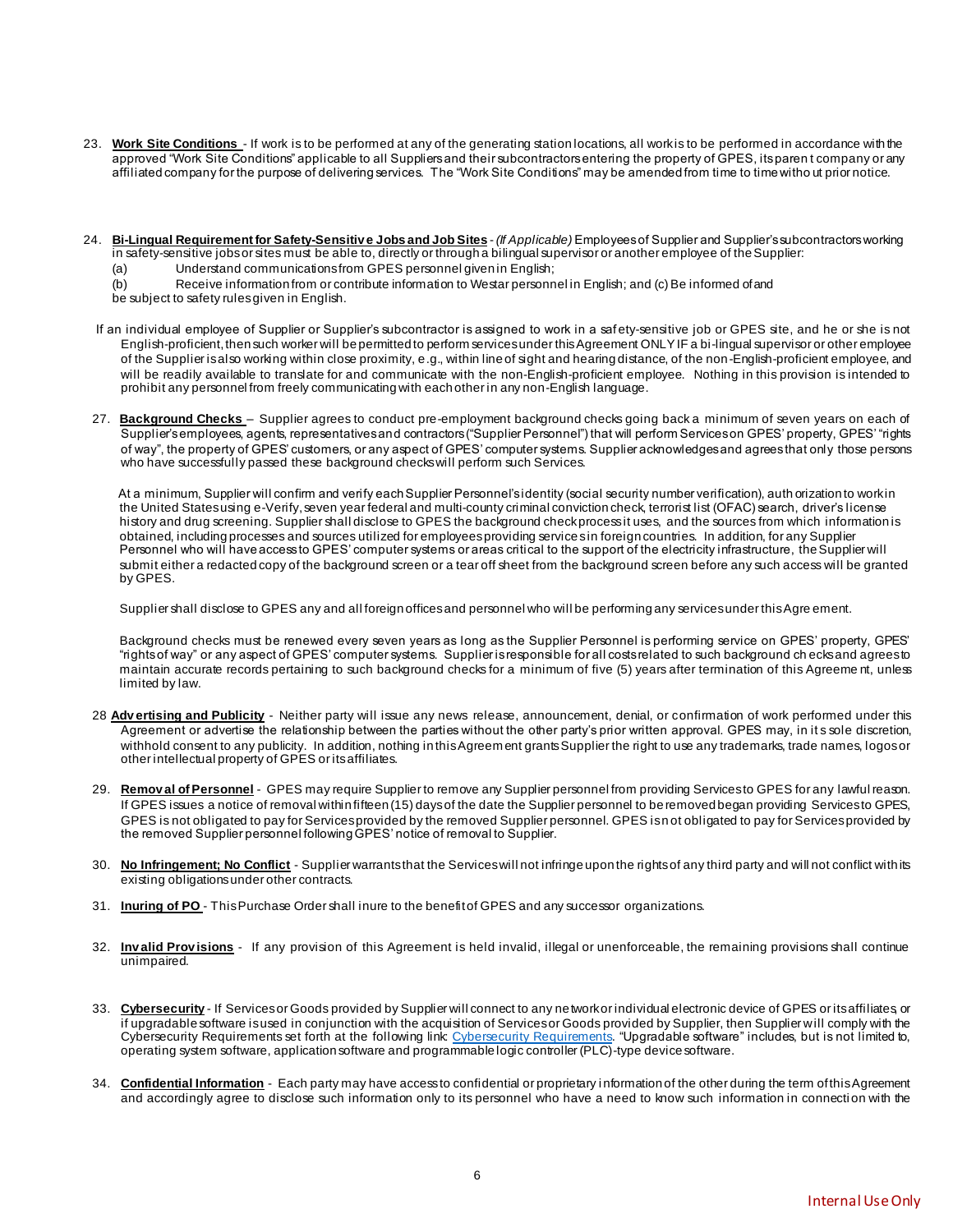23. **Work Site Conditions** - If work is to be performed at any of the generating station locations, all work is to be performed in accordance with the approved "Work Site Conditions" applicable to all Suppliers and their subcontractors entering the property of GPES, its parent company or any affiliated company for the purpose of delivering services. The "Work Site Conditions" may be amended from time to time without prior notice.

24. **Bi-Lingual Requirement for Safety-Sensitive Jobs and Job Sites** - *(If Applicable)* Employees of Supplier and Supplier's subcontractors working in safety-sensitive jobs or sites must be able to, directly or through a bilingual supervisor or another employee of the Supplier:
    (a) Understand communications from GPES personnel given in English;
    (b) Receive information from or contribute information to Westar personnel in English; and (c) Be informed of and be subject to safety rules given in English.

    If an individual employee of Supplier or Supplier's subcontractor is assigned to work in a safety-sensitive job or GPES site, and he or she is not English-proficient, then such worker will be permitted to perform services under this Agreement ONLY IF a bi-lingual supervisor or other employee of the Supplier is also working within close proximity, e.g., within line of sight and hearing distance, of the non-English-proficient employee, and will be readily available to translate for and communicate with the non-English-proficient employee. Nothing in this provision is intended to prohibit any personnel from freely communicating with each other in any non-English language.

27. **Background Checks** – Supplier agrees to conduct pre-employment background checks going back a minimum of seven years on each of Supplier's employees, agents, representatives and contractors ("Supplier Personnel") that will perform Services on GPES' property, GPES' "rights of way", the property of GPES' customers, or any aspect of GPES' computer systems. Supplier acknowledges and agrees that only those persons who have successfully passed these background checks will perform such Services.

    At a minimum, Supplier will confirm and verify each Supplier Personnel's identity (social security number verification), authorization to work in the United States using e-Verify, seven year federal and multi-county criminal conviction check, terrorist list (OFAC) search, driver's license history and drug screening. Supplier shall disclose to GPES the background check process it uses, and the sources from which information is obtained, including processes and sources utilized for employees providing services in foreign countries. In addition, for any Supplier Personnel who will have access to GPES' computer systems or areas critical to the support of the electricity infrastructure, the Supplier will submit either a redacted copy of the background screen or a tear off sheet from the background screen before any such access will be granted by GPES.

    Supplier shall disclose to GPES any and all foreign offices and personnel who will be performing any services under this Agreement.

    Background checks must be renewed every seven years as long as the Supplier Personnel is performing service on GPES' property, GPES' "rights of way" or any aspect of GPES' computer systems. Supplier is responsible for all costs related to such background checks and agrees to maintain accurate records pertaining to such background checks for a minimum of five (5) years after termination of this Agreement, unless limited by law.

28 **Advertising and Publicity** - Neither party will issue any news release, announcement, denial, or confirmation of work performed under this Agreement or advertise the relationship between the parties without the other party's prior written approval. GPES may, in its sole discretion, withhold consent to any publicity. In addition, nothing in this Agreement grants Supplier the right to use any trademarks, trade names, logos or other intellectual property of GPES or its affiliates.

29. **Removal of Personnel** - GPES may require Supplier to remove any Supplier personnel from providing Services to GPES for any lawful reason. If GPES issues a notice of removal within fifteen (15) days of the date the Supplier personnel to be removed began providing Services to GPES, GPES is not obligated to pay for Services provided by the removed Supplier personnel. GPES is not obligated to pay for Services provided by the removed Supplier personnel following GPES' notice of removal to Supplier.

30. **No Infringement; No Conflict** - Supplier warrants that the Services will not infringe upon the rights of any third party and will not conflict with its existing obligations under other contracts.

31. **Inuring of PO** - This Purchase Order shall inure to the benefit of GPES and any successor organizations.

32. **Invalid Provisions** - If any provision of this Agreement is held invalid, illegal or unenforceable, the remaining provisions shall continue unimpaired.

33. **Cybersecurity** - If Services or Goods provided by Supplier will connect to any network or individual electronic device of GPES or its affiliates, or if upgradable software is used in conjunction with the acquisition of Services or Goods provided by Supplier, then Supplier will comply with the Cybersecurity Requirements set forth at the following link: Cybersecurity Requirements. "Upgradable software" includes, but is not limited to, operating system software, application software and programmable logic controller (PLC)-type device software.

34. **Confidential Information** - Each party may have access to confidential or proprietary information of the other during the term of this Agreement and accordingly agree to disclose such information only to its personnel who have a need to know such information in connection with the

Internal Use Only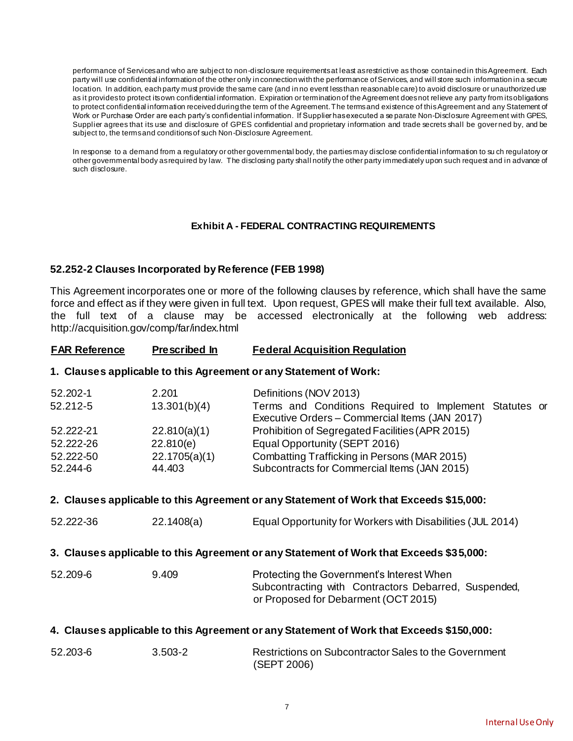performance of Services and who are subject to non-disclosure requirements at least as restrictive as those contained in this Agreement. Each party will use confidential information of the other only in connection with the performance of Services, and will store such information in a secure location. In addition, each party must provide the same care (and in no event less than reasonable care) to avoid disclosure or unauthorized use as it provides to protect its own confidential information. Expiration or termination of the Agreement does not relieve any party from its obligations to protect confidential information received during the term of the Agreement. The terms and existence of this Agreement and any Statement of Work or Purchase Order are each party's confidential information. If Supplier has executed a separate Non-Disclosure Agreement with GPES, Supplier agrees that its use and disclosure of GPES confidential and proprietary information and trade secrets shall be governed by, and be subject to, the terms and conditions of such Non-Disclosure Agreement.

In response to a demand from a regulatory or other governmental body, the parties may disclose confidential information to such regulatory or other governmental body as required by law. The disclosing party shall notify the other party immediately upon such request and in advance of such disclosure.

## Exhibit A - FEDERAL CONTRACTING REQUIREMENTS

### 52.252-2 Clauses Incorporated by Reference (FEB 1998)

This Agreement incorporates one or more of the following clauses by reference, which shall have the same force and effect as if they were given in full text. Upon request, GPES will make their full text available. Also, the full text of a clause may be accessed electronically at the following web address: http://acquisition.gov/comp/far/index.html

| FAR Reference | Prescribed In | Federal Acquisition Regulation |
|---|---|---|
| **1. Clauses applicable to this Agreement or any Statement of Work:** | | |
| 52.202-1 | 2.201 | Definitions (NOV 2013) |
| 52.212-5 | 13.301(b)(4) | Terms and Conditions Required to Implement Statutes or Executive Orders – Commercial Items (JAN 2017) |
| 52.222-21 | 22.810(a)(1) | Prohibition of Segregated Facilities (APR 2015) |
| 52.222-26 | 22.810(e) | Equal Opportunity (SEPT 2016) |
| 52.222-50 | 22.1705(a)(1) | Combatting Trafficking in Persons (MAR 2015) |
| 52.244-6 | 44.403 | Subcontracts for Commercial Items (JAN 2015) |
| **2. Clauses applicable to this Agreement or any Statement of Work that Exceeds $15,000:** | | |
| 52.222-36 | 22.1408(a) | Equal Opportunity for Workers with Disabilities (JUL 2014) |
| **3. Clauses applicable to this Agreement or any Statement of Work that Exceeds $35,000:** | | |
| 52.209-6 | 9.409 | Protecting the Government's Interest When Subcontracting with Contractors Debarred, Suspended, or Proposed for Debarment (OCT 2015) |
| **4. Clauses applicable to this Agreement or any Statement of Work that Exceeds $150,000:** | | |
| 52.203-6 | 3.503-2 | Restrictions on Subcontractor Sales to the Government (SEPT 2006) |

Internal Use Only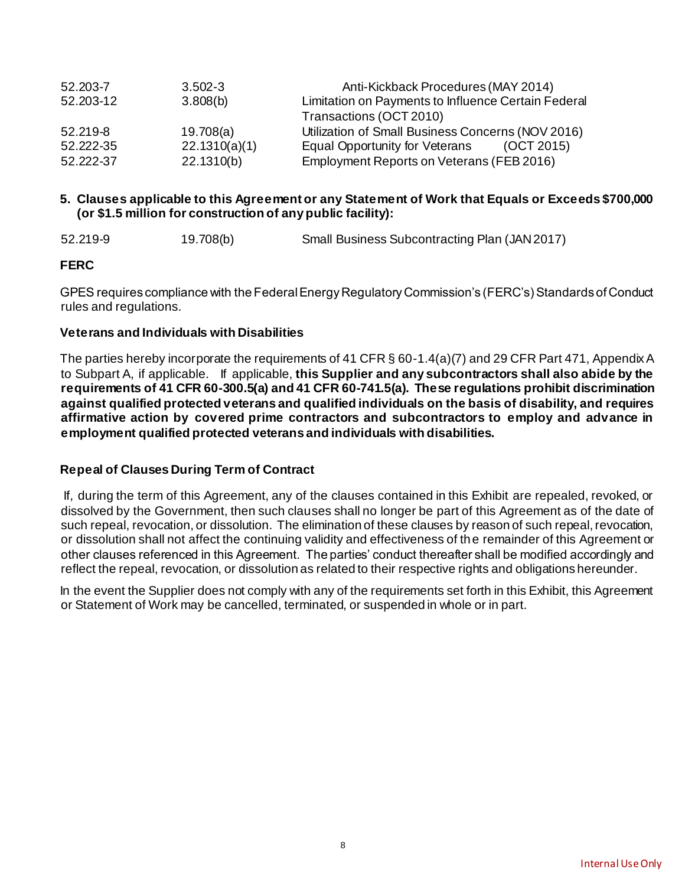| | | |
|---|---|---|
| 52.203-7 | 3.502-3 | Anti-Kickback Procedures (MAY 2014) |
| 52.203-12 | 3.808(b) | Limitation on Payments to Influence Certain Federal Transactions (OCT 2010) |
| 52.219-8 | 19.708(a) | Utilization of Small Business Concerns (NOV 2016) |
| 52.222-35 | 22.1310(a)(1) | Equal Opportunity for Veterans (OCT 2015) |
| 52.222-37 | 22.1310(b) | Employment Reports on Veterans (FEB 2016) |

**5. Clauses applicable to this Agreement or any Statement of Work that Equals or Exceeds $700,000 (or $1.5 million for construction of any public facility):**

| | | |
|---|---|---|
| 52.219-9 | 19.708(b) | Small Business Subcontracting Plan (JAN 2017) |

**FERC**

GPES requires compliance with the Federal Energy Regulatory Commission's (FERC's) Standards of Conduct rules and regulations.

**Veterans and Individuals with Disabilities**

The parties hereby incorporate the requirements of 41 CFR § 60-1.4(a)(7) and 29 CFR Part 471, Appendix A to Subpart A, if applicable. If applicable, **this Supplier and any subcontractors shall also abide by the requirements of 41 CFR 60-300.5(a) and 41 CFR 60-741.5(a). These regulations prohibit discrimination against qualified protected veterans and qualified individuals on the basis of disability, and requires affirmative action by covered prime contractors and subcontractors to employ and advance in employment qualified protected veterans and individuals with disabilities.**

**Repeal of Clauses During Term of Contract**

If, during the term of this Agreement, any of the clauses contained in this Exhibit are repealed, revoked, or dissolved by the Government, then such clauses shall no longer be part of this Agreement as of the date of such repeal, revocation, or dissolution. The elimination of these clauses by reason of such repeal, revocation, or dissolution shall not affect the continuing validity and effectiveness of the remainder of this Agreement or other clauses referenced in this Agreement. The parties' conduct thereafter shall be modified accordingly and reflect the repeal, revocation, or dissolution as related to their respective rights and obligations hereunder.

In the event the Supplier does not comply with any of the requirements set forth in this Exhibit, this Agreement or Statement of Work may be cancelled, terminated, or suspended in whole or in part.